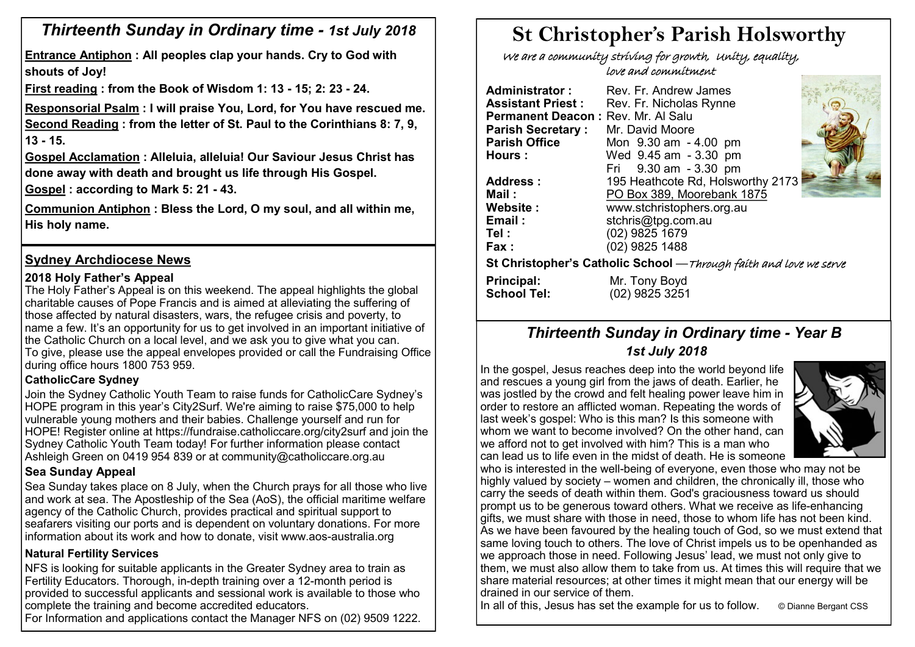## *Thirteenth Sunday in Ordinary time - 1st July 2018*

**Entrance Antiphon : All peoples clap your hands. Cry to God with shouts of Joy!**

**First reading : from the Book of Wisdom 1: 13 - 15; 2: 23 - 24.**

**Responsorial Psalm : I will praise You, Lord, for You have rescued me.**

**Second Reading : from the letter of St. Paul to the Corinthians 8: 7, 9, 13 - 15.**

**Gospel Acclamation : Alleluia, alleluia! Our Saviour Jesus Christ has done away with death and brought us life through His Gospel.**

**Gospel : according to Mark 5: 21 - 43.**

**Communion Antiphon : Bless the Lord, O my soul, and all within me, His holy name.**

## Sydney Archdiocese News

### 2018 Holy Father's Appeal

The Holy Father's Appeal is on this weekend. The appeal highlights the global charitable causes of Pope Francis and is aimed at alleviating the suffering of those affected by natural disasters, wars, the refugee crisis and poverty, to name a few. It's an opportunity for us to get involved in an important initiative of the Catholic Church on a local level, and we ask you to give what you can. To give, please use the appeal envelopes provided or call the Fundraising Office during office hours 1800 753 959.

### CatholicCare Sydney

Join the Sydney Catholic Youth Team to raise funds for CatholicCare Sydney's HOPE program in this year's City2Surf. We're aiming to raise $75,000 to help vulnerable young mothers and their babies. Challenge yourself and run for HOPE! Register online at https://fundraise.catholiccare.org/city2surf and join the Sydney Catholic Youth Team today! For further information please contact Ashleigh Green on 0419 954 839 or at community@catholiccare.org.au

### Sea Sunday Appeal

Sea Sunday takes place on 8 July, when the Church prays for all those who live and work at sea. The Apostleship of the Sea (AoS), the official maritime welfare agency of the Catholic Church, provides practical and spiritual support to seafarers visiting our ports and is dependent on voluntary donations. For more information about its work and how to donate, visit www.aos-australia.org

### Natural Fertility Services

NFS is looking for suitable applicants in the Greater Sydney area to train as Fertility Educators. Thorough, in-depth training over a 12-month period is provided to successful applicants and sessional work is available to those who complete the training and become accredited educators.
For Information and applications contact the Manager NFS on (02) 9509 1222.

# St Christopher's Parish Holsworthy

*We are a community striving for growth, Unity, equality, love and commitment*

**Administrator :** Rev. Fr. Andrew James
**Assistant Priest :** Rev. Fr. Nicholas Rynne
**Permanent Deacon :** Rev. Mr. Al Salu
**Parish Secretary :** Mr. David Moore
**Parish Office Hours :** Mon 9.30 am - 4.00 pm
Wed 9.45 am - 3.30 pm
Fri 9.30 am - 3.30 pm
**Address :** 195 Heathcote Rd, Holsworthy 2173
**Mail :** PO Box 389, Moorebank 1875
**Website :** www.stchristophers.org.au
**Email :** stchris@tpg.com.au
**Tel :** (02) 9825 1679
**Fax :** (02) 9825 1488

**St Christopher's Catholic School** —*Through faith and love we serve*

**Principal:** Mr. Tony Boyd
**School Tel:** (02) 9825 3251

## *Thirteenth Sunday in Ordinary time - Year B*
### *1st July 2018*

In the gospel, Jesus reaches deep into the world beyond life and rescues a young girl from the jaws of death. Earlier, he was jostled by the crowd and felt healing power leave him in order to restore an afflicted woman. Repeating the words of last week's gospel: Who is this man? Is this someone with whom we want to become involved? On the other hand, can we afford not to get involved with him? This is a man who can lead us to life even in the midst of death. He is someone who is interested in the well-being of everyone, even those who may not be highly valued by society – women and children, the chronically ill, those who carry the seeds of death within them. God's graciousness toward us should prompt us to be generous toward others. What we receive as life-enhancing gifts, we must share with those in need, those to whom life has not been kind. As we have been favoured by the healing touch of God, so we must extend that same loving touch to others. The love of Christ impels us to be openhanded as we approach those in need. Following Jesus' lead, we must not only give to them, we must also allow them to take from us. At times this will require that we share material resources; at other times it might mean that our energy will be drained in our service of them.

In all of this, Jesus has set the example for us to follow. © Dianne Bergant CSS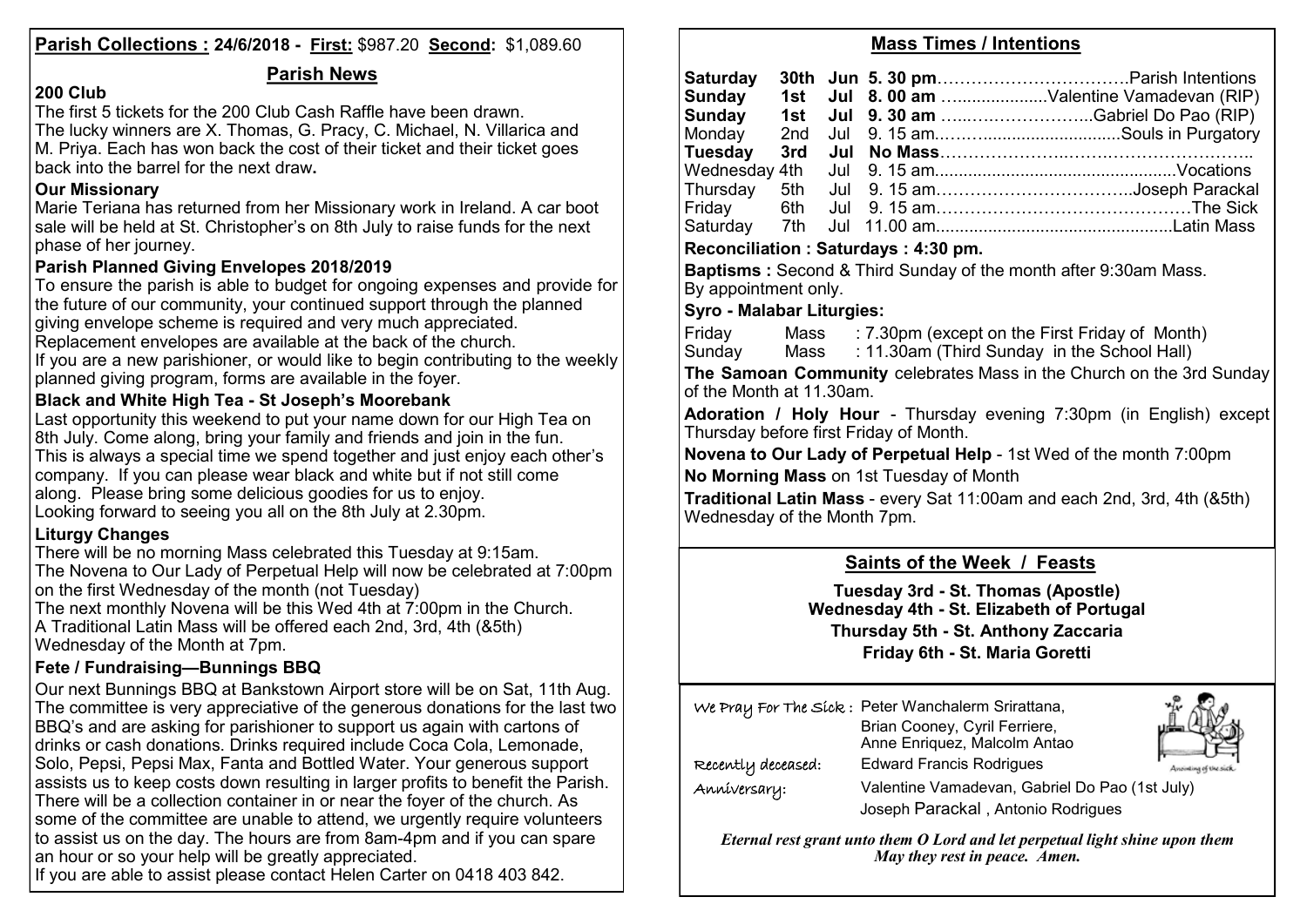**Parish Collections : 24/6/2018 - First: $987.20 Second: $1,089.60**

## Parish News

### 200 Club

The first 5 tickets for the 200 Club Cash Raffle have been drawn. The lucky winners are X. Thomas, G. Pracy, C. Michael, N. Villarica and M. Priya. Each has won back the cost of their ticket and their ticket goes back into the barrel for the next draw.

### Our Missionary

Marie Teriana has returned from her Missionary work in Ireland. A car boot sale will be held at St. Christopher's on 8th July to raise funds for the next phase of her journey.

### Parish Planned Giving Envelopes 2018/2019

To ensure the parish is able to budget for ongoing expenses and provide for the future of our community, your continued support through the planned giving envelope scheme is required and very much appreciated.
Replacement envelopes are available at the back of the church.
If you are a new parishioner, or would like to begin contributing to the weekly planned giving program, forms are available in the foyer.

### Black and White High Tea - St Joseph's Moorebank

Last opportunity this weekend to put your name down for our High Tea on 8th July. Come along, bring your family and friends and join in the fun. This is always a special time we spend together and just enjoy each other's company. If you can please wear black and white but if not still come along. Please bring some delicious goodies for us to enjoy.
Looking forward to seeing you all on the 8th July at 2.30pm.

### Liturgy Changes

There will be no morning Mass celebrated this Tuesday at 9:15am.
The Novena to Our Lady of Perpetual Help will now be celebrated at 7:00pm on the first Wednesday of the month (not Tuesday)
The next monthly Novena will be this Wed 4th at 7:00pm in the Church.
A Traditional Latin Mass will be offered each 2nd, 3rd, 4th (&5th) Wednesday of the Month at 7pm.

### Fete / Fundraising—Bunnings BBQ

Our next Bunnings BBQ at Bankstown Airport store will be on Sat, 11th Aug. The committee is very appreciative of the generous donations for the last two BBQ's and are asking for parishioner to support us again with cartons of drinks or cash donations. Drinks required include Coca Cola, Lemonade, Solo, Pepsi, Pepsi Max, Fanta and Bottled Water. Your generous support assists us to keep costs down resulting in larger profits to benefit the Parish. There will be a collection container in or near the foyer of the church. As some of the committee are unable to attend, we urgently require volunteers to assist us on the day. The hours are from 8am-4pm and if you can spare an hour or so your help will be greatly appreciated.
If you are able to assist please contact Helen Carter on 0418 403 842.

## Mass Times / Intentions

| | | | | |
|---|---|---|---|---|
| **Saturday** | **30th** | **Jun** | **5. 30 pm** | Parish Intentions |
| **Sunday** | **1st** | **Jul** | **8. 00 am** | Valentine Vamadevan (RIP) |
| **Sunday** | **1st** | **Jul** | **9. 30 am** | Gabriel Do Pao (RIP) |
| Monday | 2nd | Jul | 9. 15 am | Souls in Purgatory |
| **Tuesday** | **3rd** | **Jul** | **No Mass** | |
| Wednesday | 4th | Jul | 9. 15 am | Vocations |
| Thursday | 5th | Jul | 9. 15 am | Joseph Parackal |
| Friday | 6th | Jul | 9. 15 am | The Sick |
| Saturday | 7th | Jul | 11.00 am | Latin Mass |

**Reconciliation : Saturdays : 4:30 pm.**

**Baptisms :** Second & Third Sunday of the month after 9:30am Mass. By appointment only.

**Syro - Malabar Liturgies:**

Friday Mass : 7.30pm (except on the First Friday of Month)
Sunday Mass : 11.30am (Third Sunday in the School Hall)

**The Samoan Community** celebrates Mass in the Church on the 3rd Sunday of the Month at 11.30am.

**Adoration / Holy Hour** - Thursday evening 7:30pm (in English) except Thursday before first Friday of Month.

**Novena to Our Lady of Perpetual Help** - 1st Wed of the month 7:00pm

**No Morning Mass** on 1st Tuesday of Month

**Traditional Latin Mass** - every Sat 11:00am and each 2nd, 3rd, 4th (&5th) Wednesday of the Month 7pm.

## Saints of the Week / Feasts

**Tuesday 3rd - St. Thomas (Apostle)**
**Wednesday 4th - St. Elizabeth of Portugal**
**Thursday 5th - St. Anthony Zaccaria**
**Friday 6th - St. Maria Goretti**

We Pray For The Sick : Peter Wanchalerm Srirattana, Brian Cooney, Cyril Ferriere, Anne Enriquez, Malcolm Antao

Recently deceased: Edward Francis Rodrigues

Anniversary: Valentine Vamadevan, Gabriel Do Pao (1st July) Joseph Parackal , Antonio Rodrigues

*Eternal rest grant unto them O Lord and let perpetual light shine upon them May they rest in peace. Amen.*